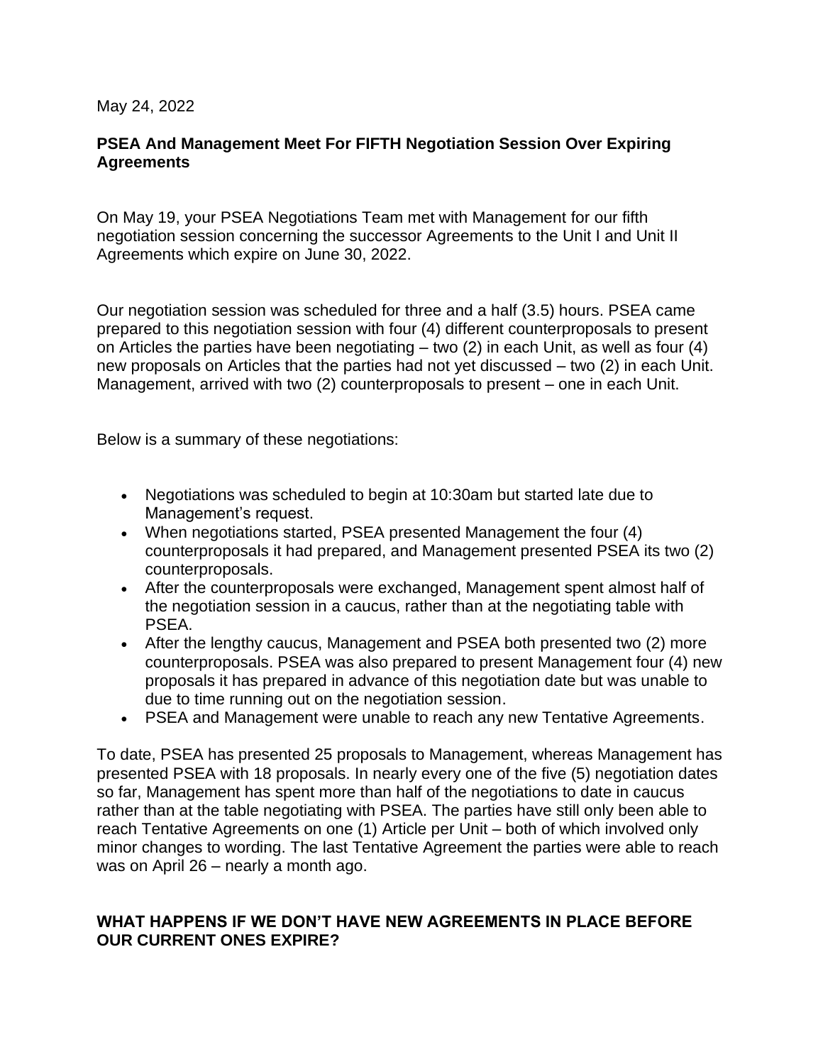May 24, 2022

**PSEA And Management Meet For FIFTH Negotiation Session Over Expiring Agreements**

On May 19, your PSEA Negotiations Team met with Management for our fifth negotiation session concerning the successor Agreements to the Unit I and Unit II Agreements which expire on June 30, 2022.

Our negotiation session was scheduled for three and a half (3.5) hours. PSEA came prepared to this negotiation session with four (4) different counterproposals to present on Articles the parties have been negotiating – two (2) in each Unit, as well as four (4) new proposals on Articles that the parties had not yet discussed – two (2) in each Unit. Management, arrived with two (2) counterproposals to present – one in each Unit.

Below is a summary of these negotiations:

- Negotiations was scheduled to begin at 10:30am but started late due to Management's request.
- When negotiations started, PSEA presented Management the four (4) counterproposals it had prepared, and Management presented PSEA its two (2) counterproposals.
- After the counterproposals were exchanged, Management spent almost half of the negotiation session in a caucus, rather than at the negotiating table with PSEA.
- After the lengthy caucus, Management and PSEA both presented two (2) more counterproposals. PSEA was also prepared to present Management four (4) new proposals it has prepared in advance of this negotiation date but was unable to due to time running out on the negotiation session.
- PSEA and Management were unable to reach any new Tentative Agreements.

To date, PSEA has presented 25 proposals to Management, whereas Management has presented PSEA with 18 proposals. In nearly every one of the five (5) negotiation dates so far, Management has spent more than half of the negotiations to date in caucus rather than at the table negotiating with PSEA. The parties have still only been able to reach Tentative Agreements on one (1) Article per Unit – both of which involved only minor changes to wording. The last Tentative Agreement the parties were able to reach was on April 26 – nearly a month ago.

**WHAT HAPPENS IF WE DON'T HAVE NEW AGREEMENTS IN PLACE BEFORE OUR CURRENT ONES EXPIRE?**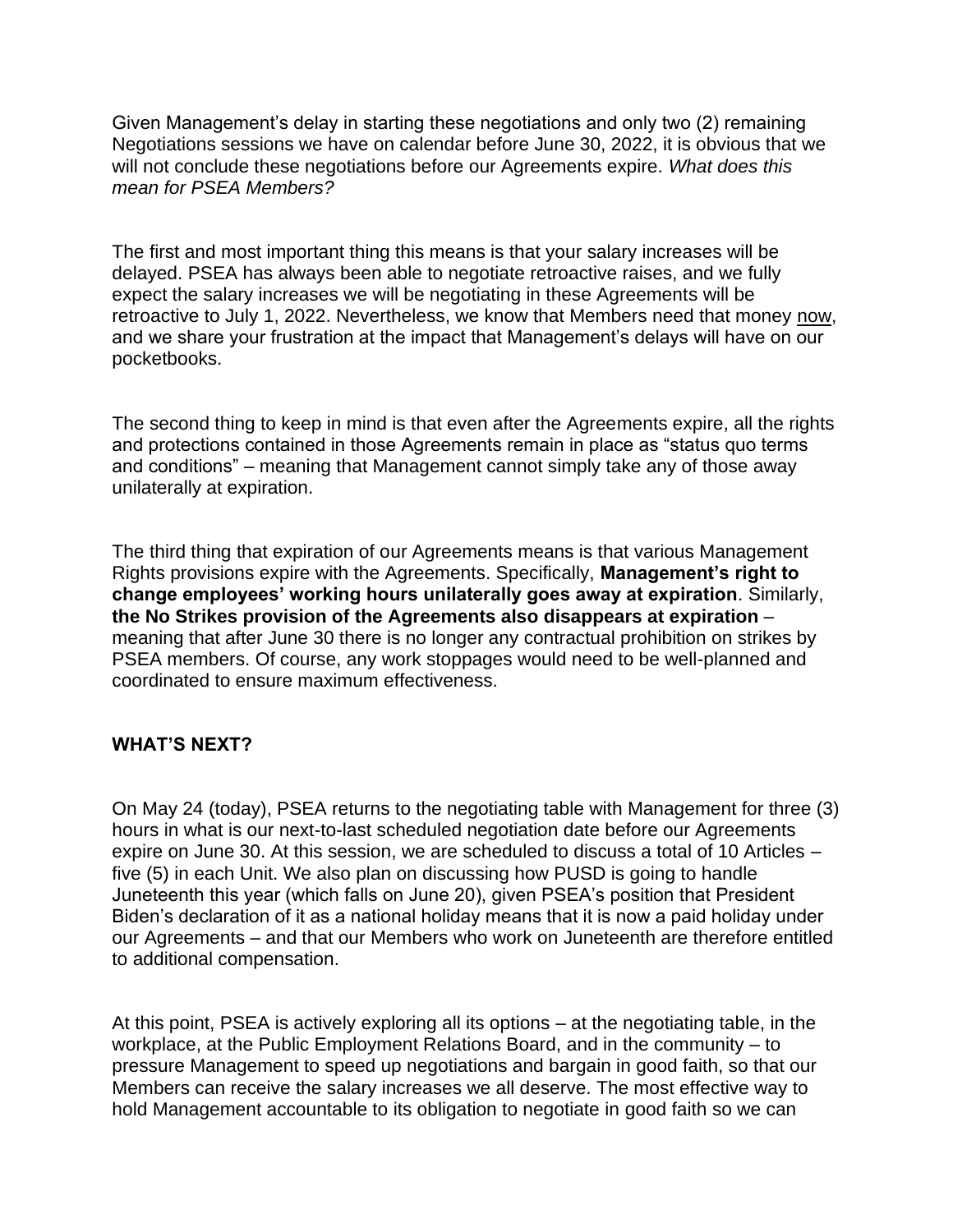Given Management's delay in starting these negotiations and only two (2) remaining Negotiations sessions we have on calendar before June 30, 2022, it is obvious that we will not conclude these negotiations before our Agreements expire. *What does this mean for PSEA Members?*

The first and most important thing this means is that your salary increases will be delayed. PSEA has always been able to negotiate retroactive raises, and we fully expect the salary increases we will be negotiating in these Agreements will be retroactive to July 1, 2022. Nevertheless, we know that Members need that money now, and we share your frustration at the impact that Management's delays will have on our pocketbooks.

The second thing to keep in mind is that even after the Agreements expire, all the rights and protections contained in those Agreements remain in place as "status quo terms and conditions" – meaning that Management cannot simply take any of those away unilaterally at expiration.

The third thing that expiration of our Agreements means is that various Management Rights provisions expire with the Agreements. Specifically, **Management's right to change employees' working hours unilaterally goes away at expiration**. Similarly, **the No Strikes provision of the Agreements also disappears at expiration** – meaning that after June 30 there is no longer any contractual prohibition on strikes by PSEA members. Of course, any work stoppages would need to be well-planned and coordinated to ensure maximum effectiveness.

## WHAT'S NEXT?

On May 24 (today), PSEA returns to the negotiating table with Management for three (3) hours in what is our next-to-last scheduled negotiation date before our Agreements expire on June 30. At this session, we are scheduled to discuss a total of 10 Articles – five (5) in each Unit. We also plan on discussing how PUSD is going to handle Juneteenth this year (which falls on June 20), given PSEA's position that President Biden's declaration of it as a national holiday means that it is now a paid holiday under our Agreements – and that our Members who work on Juneteenth are therefore entitled to additional compensation.

At this point, PSEA is actively exploring all its options – at the negotiating table, in the workplace, at the Public Employment Relations Board, and in the community – to pressure Management to speed up negotiations and bargain in good faith, so that our Members can receive the salary increases we all deserve. The most effective way to hold Management accountable to its obligation to negotiate in good faith so we can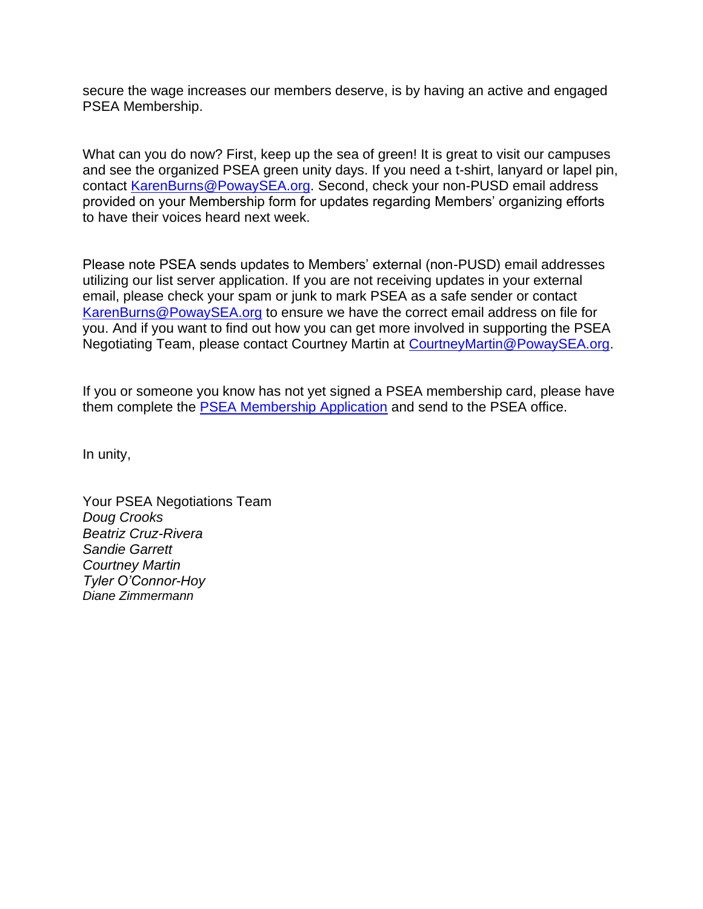secure the wage increases our members deserve, is by having an active and engaged PSEA Membership.

What can you do now? First, keep up the sea of green! It is great to visit our campuses and see the organized PSEA green unity days. If you need a t-shirt, lanyard or lapel pin, contact KarenBurns@PowaySEA.org. Second, check your non-PUSD email address provided on your Membership form for updates regarding Members' organizing efforts to have their voices heard next week.

Please note PSEA sends updates to Members' external (non-PUSD) email addresses utilizing our list server application. If you are not receiving updates in your external email, please check your spam or junk to mark PSEA as a safe sender or contact KarenBurns@PowaySEA.org to ensure we have the correct email address on file for you. And if you want to find out how you can get more involved in supporting the PSEA Negotiating Team, please contact Courtney Martin at CourtneyMartin@PowaySEA.org.

If you or someone you know has not yet signed a PSEA membership card, please have them complete the PSEA Membership Application and send to the PSEA office.

In unity,

Your PSEA Negotiations Team
*Doug Crooks*
*Beatriz Cruz-Rivera*
*Sandie Garrett*
*Courtney Martin*
*Tyler O'Connor-Hoy*
*Diane Zimmermann*